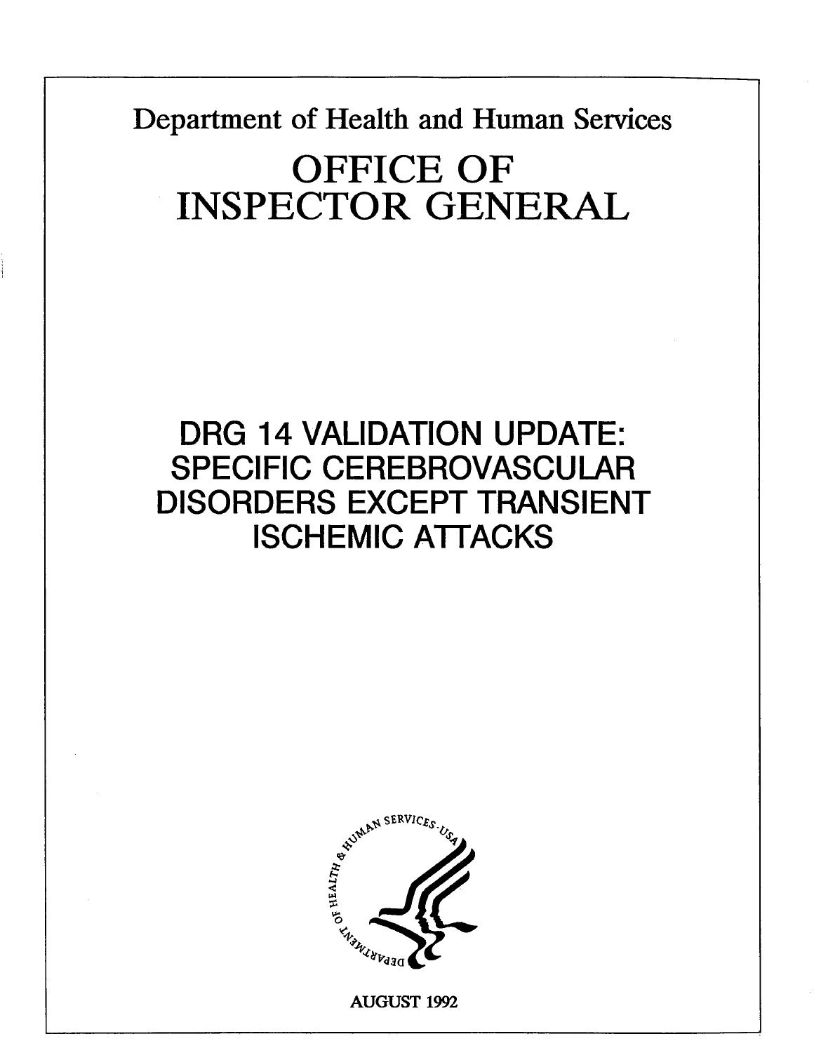Department of Health and Human Services

# OFFICE OF INSPECTOR GENERAL

# DRG 14 VALIDATION UPDATE: SPECIFIC CEREBROVASCULAR DISORDERS EXCEPT TRANSIENT ISCHEMIC ATTACKS

AUGUST 1992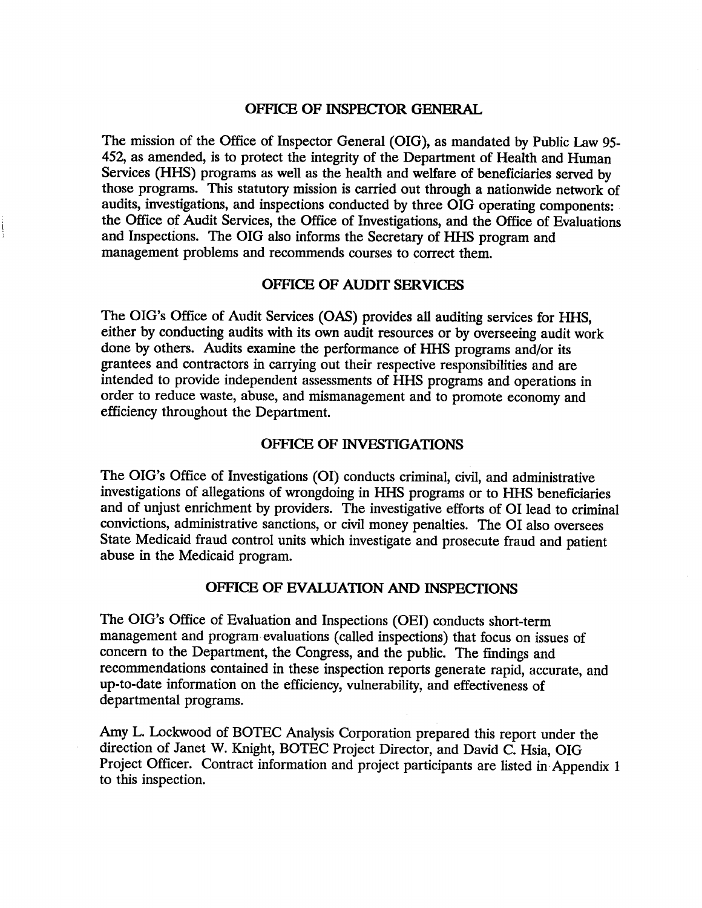## OFFICE OF INSPECTOR GENERAL

The mission of the Office of Inspector General (OIG), as mandated by Public Law 95-452, as amended, is to protect the integrity of the Department of Health and Human Services (HHS) programs as well as the health and welfare of beneficiaries served by those programs. This statutory mission is carried out through a nationwide network of audits, investigations, and inspections conducted by three OIG operating components: the Office of Audit Services, the Office of Investigations, and the Office of Evaluations and Inspections. The OIG also informs the Secretary of HHS program and management problems and recommends courses to correct them.

## OFFICE OF AUDIT SERVICES

The OIG's Office of Audit Services (OAS) provides all auditing services for HHS, either by conducting audits with its own audit resources or by overseeing audit work done by others. Audits examine the performance of HHS programs and/or its grantees and contractors in carrying out their respective responsibilities and are intended to provide independent assessments of HHS programs and operations in order to reduce waste, abuse, and mismanagement and to promote economy and efficiency throughout the Department.

## OFFICE OF INVESTIGATIONS

The OIG's Office of Investigations (OI) conducts criminal, civil, and administrative investigations of allegations of wrongdoing in HHS programs or to HHS beneficiaries and of unjust enrichment by providers. The investigative efforts of OI lead to criminal convictions, administrative sanctions, or civil money penalties. The OI also oversees State Medicaid fraud control units which investigate and prosecute fraud and patient abuse in the Medicaid program.

## OFFICE OF EVALUATION AND INSPECTIONS

The OIG's Office of Evaluation and Inspections (OEI) conducts short-term management and program evaluations (called inspections) that focus on issues of concern to the Department, the Congress, and the public. The findings and recommendations contained in these inspection reports generate rapid, accurate, and up-to-date information on the efficiency, vulnerability, and effectiveness of departmental programs.

Amy L. Lockwood of BOTEC Analysis Corporation prepared this report under the direction of Janet W. Knight, BOTEC Project Director, and David C. Hsia, OIG Project Officer. Contract information and project participants are listed in Appendix 1 to this inspection.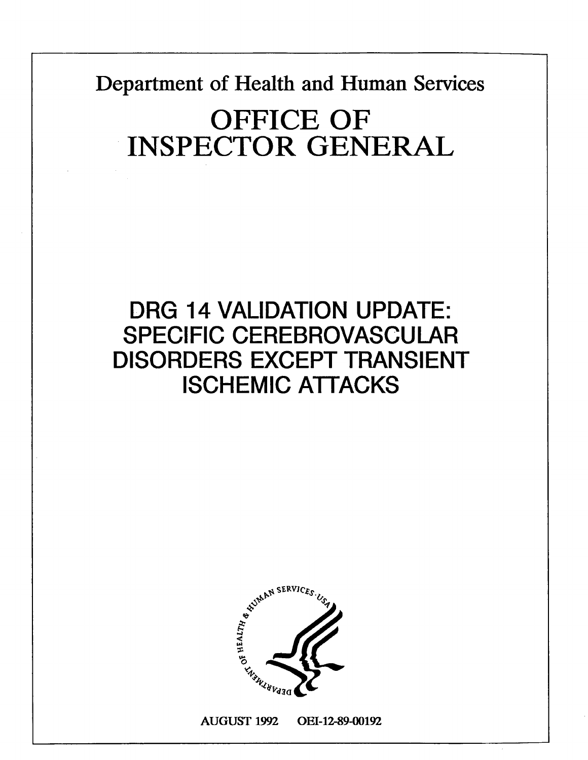Department of Health and Human Services

# OFFICE OF INSPECTOR GENERAL

# DRG 14 VALIDATION UPDATE: SPECIFIC CEREBROVASCULAR DISORDERS EXCEPT TRANSIENT ISCHEMIC ATTACKS

AUGUST 1992 OEI-12-89-00192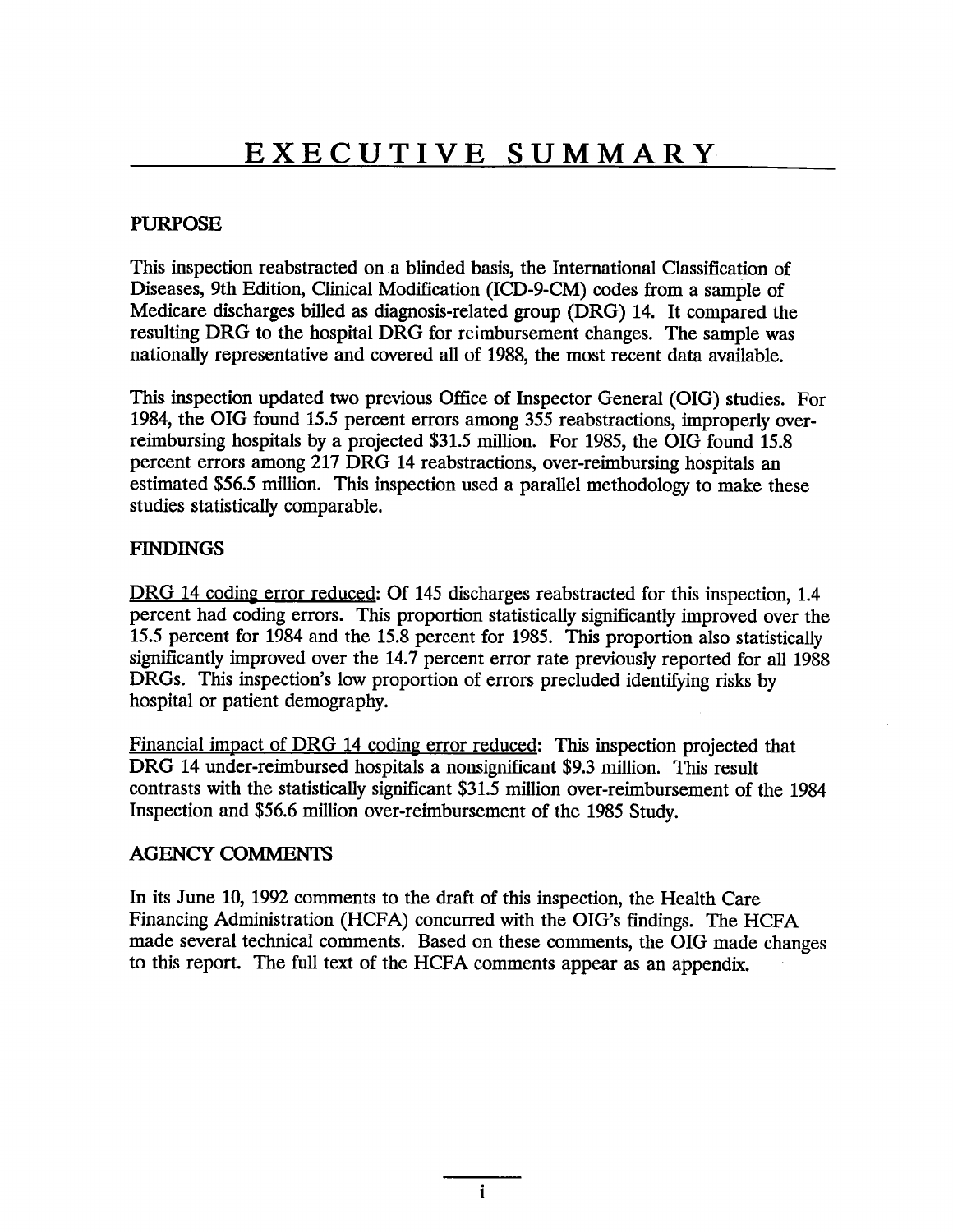# EXECUTIVE SUMMARY

## PURPOSE

This inspection reabstracted on a blinded basis, the International Classification of Diseases, 9th Edition, Clinical Modification (ICD-9-CM) codes from a sample of Medicare discharges billed as diagnosis-related group (DRG) 14. It compared the resulting DRG to the hospital DRG for reimbursement changes. The sample was nationally representative and covered all of 1988, the most recent data available.

This inspection updated two previous Office of Inspector General (OIG) studies. For 1984, the OIG found 15.5 percent errors among 355 reabstractions, improperly over-reimbursing hospitals by a projected $31.5 million. For 1985, the OIG found 15.8 percent errors among 217 DRG 14 reabstractions, over-reimbursing hospitals an estimated $56.5 million. This inspection used a parallel methodology to make these studies statistically comparable.

## FINDINGS

DRG 14 coding error reduced: Of 145 discharges reabstracted for this inspection, 1.4 percent had coding errors. This proportion statistically significantly improved over the 15.5 percent for 1984 and the 15.8 percent for 1985. This proportion also statistically significantly improved over the 14.7 percent error rate previously reported for all 1988 DRGs. This inspection's low proportion of errors precluded identifying risks by hospital or patient demography.

Financial impact of DRG 14 coding error reduced: This inspection projected that DRG 14 under-reimbursed hospitals a nonsignificant $9.3 million. This result contrasts with the statistically significant $31.5 million over-reimbursement of the 1984 Inspection and $56.6 million over-reimbursement of the 1985 Study.

## AGENCY COMMENTS

In its June 10, 1992 comments to the draft of this inspection, the Health Care Financing Administration (HCFA) concurred with the OIG's findings. The HCFA made several technical comments. Based on these comments, the OIG made changes to this report. The full text of the HCFA comments appear as an appendix.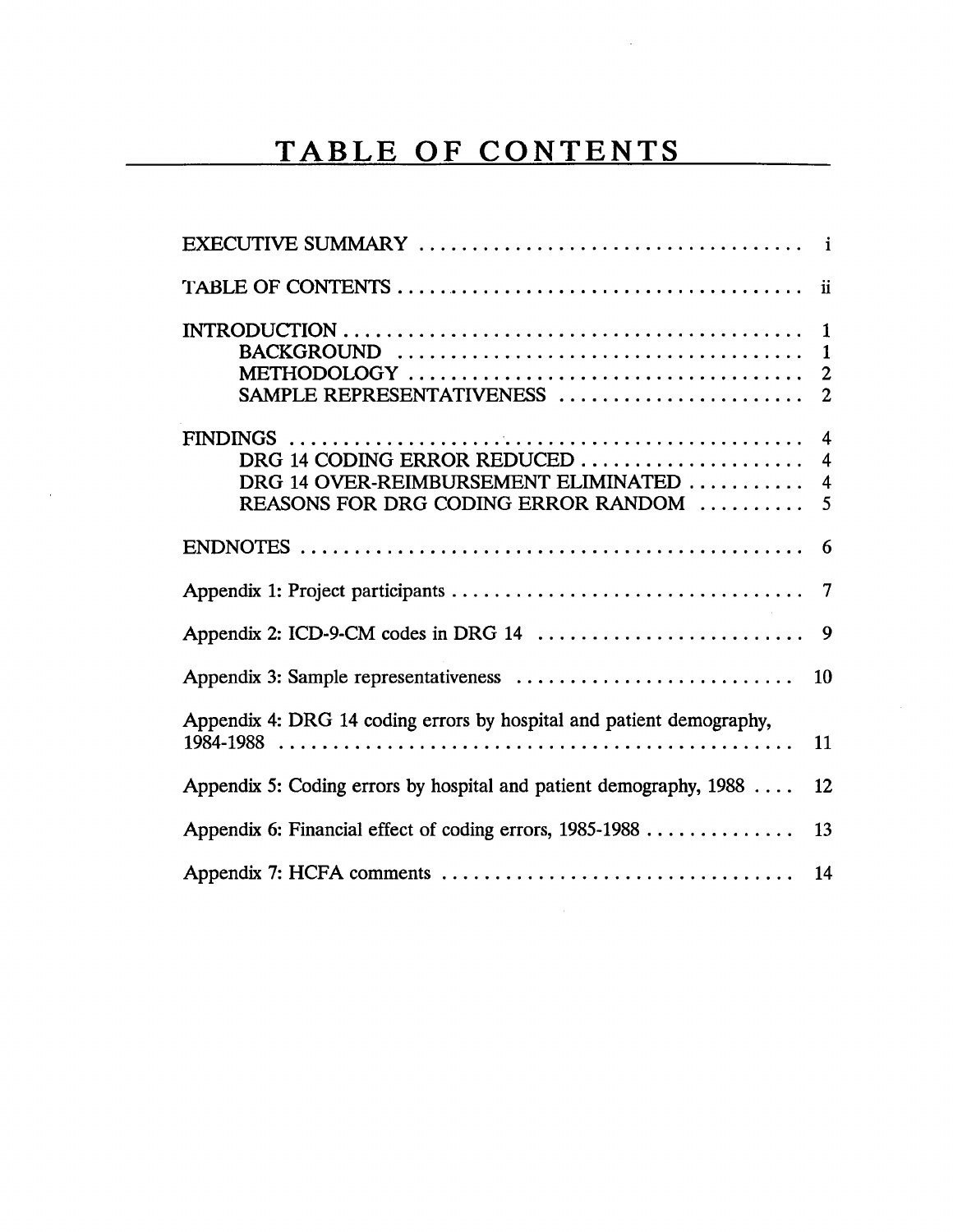# TABLE OF CONTENTS

| | |
|---|---|
| EXECUTIVE SUMMARY | i |
| TABLE OF CONTENTS | ii |
| INTRODUCTION | 1 |
| BACKGROUND | 1 |
| METHODOLOGY | 2 |
| SAMPLE REPRESENTATIVENESS | 2 |
| FINDINGS | 4 |
| DRG 14 CODING ERROR REDUCED | 4 |
| DRG 14 OVER-REIMBURSEMENT ELIMINATED | 4 |
| REASONS FOR DRG CODING ERROR RANDOM | 5 |
| ENDNOTES | 6 |
| Appendix 1: Project participants | 7 |
| Appendix 2: ICD-9-CM codes in DRG 14 | 9 |
| Appendix 3: Sample representativeness | 10 |
| Appendix 4: DRG 14 coding errors by hospital and patient demography, 1984-1988 | 11 |
| Appendix 5: Coding errors by hospital and patient demography, 1988 | 12 |
| Appendix 6: Financial effect of coding errors, 1985-1988 | 13 |
| Appendix 7: HCFA comments | 14 |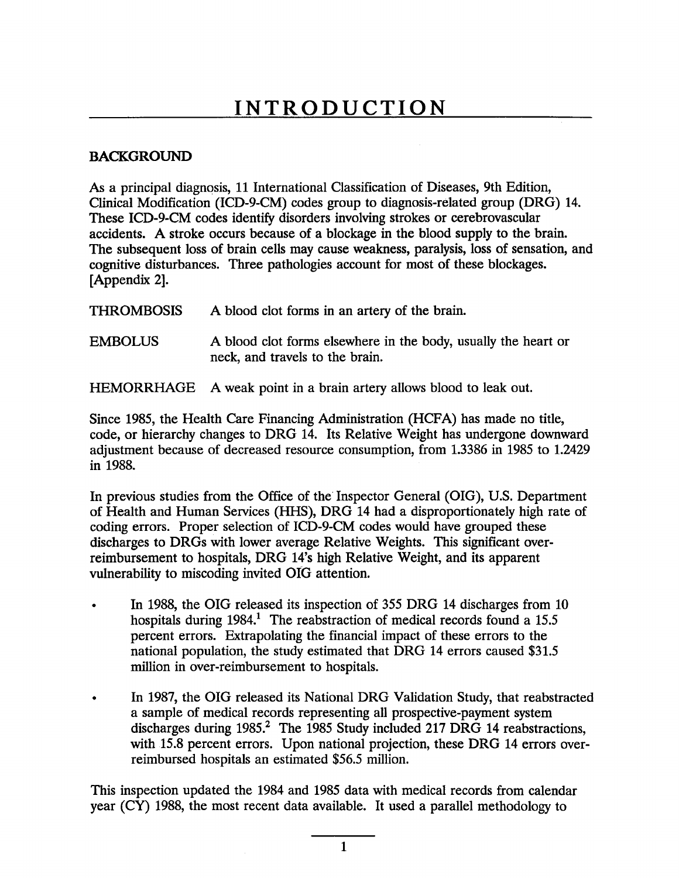# INTRODUCTION

## BACKGROUND

As a principal diagnosis, 11 International Classification of Diseases, 9th Edition, Clinical Modification (ICD-9-CM) codes group to diagnosis-related group (DRG) 14. These ICD-9-CM codes identify disorders involving strokes or cerebrovascular accidents. A stroke occurs because of a blockage in the blood supply to the brain. The subsequent loss of brain cells may cause weakness, paralysis, loss of sensation, and cognitive disturbances. Three pathologies account for most of these blockages. [Appendix 2].

THROMBOSIS A blood clot forms in an artery of the brain.

EMBOLUS A blood clot forms elsewhere in the body, usually the heart or neck, and travels to the brain.

HEMORRHAGE A weak point in a brain artery allows blood to leak out.

Since 1985, the Health Care Financing Administration (HCFA) has made no title, code, or hierarchy changes to DRG 14. Its Relative Weight has undergone downward adjustment because of decreased resource consumption, from 1.3386 in 1985 to 1.2429 in 1988.

In previous studies from the Office of the Inspector General (OIG), U.S. Department of Health and Human Services (HHS), DRG 14 had a disproportionately high rate of coding errors. Proper selection of ICD-9-CM codes would have grouped these discharges to DRGs with lower average Relative Weights. This significant over-reimbursement to hospitals, DRG 14's high Relative Weight, and its apparent vulnerability to miscoding invited OIG attention.

- In 1988, the OIG released its inspection of 355 DRG 14 discharges from 10 hospitals during 1984.[1] The reabstraction of medical records found a 15.5 percent errors. Extrapolating the financial impact of these errors to the national population, the study estimated that DRG 14 errors caused $31.5 million in over-reimbursement to hospitals.
- In 1987, the OIG released its National DRG Validation Study, that reabstracted a sample of medical records representing all prospective-payment system discharges during 1985.[2] The 1985 Study included 217 DRG 14 reabstractions, with 15.8 percent errors. Upon national projection, these DRG 14 errors over-reimbursed hospitals an estimated $56.5 million.

This inspection updated the 1984 and 1985 data with medical records from calendar year (CY) 1988, the most recent data available. It used a parallel methodology to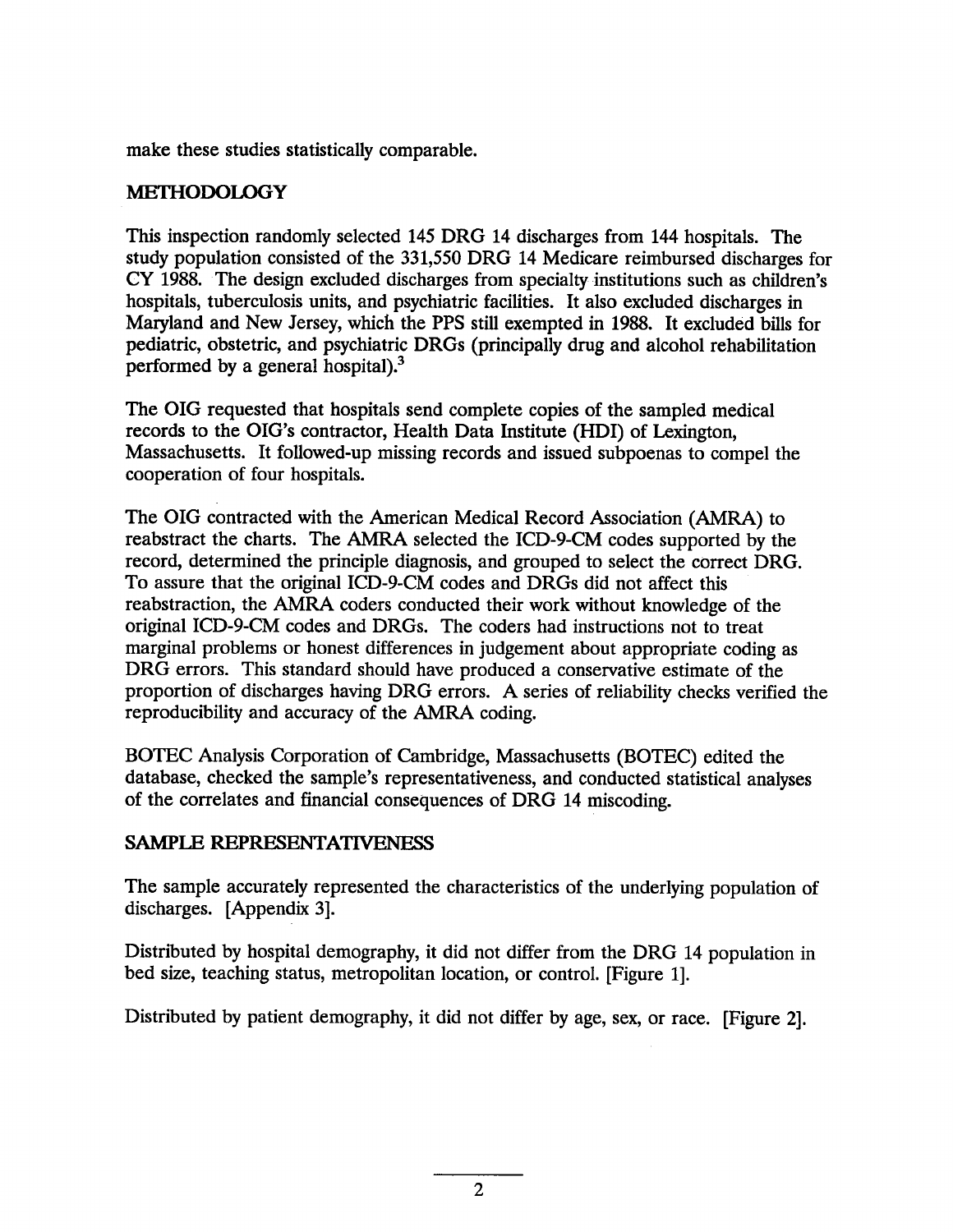make these studies statistically comparable.

## METHODOLOGY

This inspection randomly selected 145 DRG 14 discharges from 144 hospitals. The study population consisted of the 331,550 DRG 14 Medicare reimbursed discharges for CY 1988. The design excluded discharges from specialty institutions such as children's hospitals, tuberculosis units, and psychiatric facilities. It also excluded discharges in Maryland and New Jersey, which the PPS still exempted in 1988. It excluded bills for pediatric, obstetric, and psychiatric DRGs (principally drug and alcohol rehabilitation performed by a general hospital).[3]

The OIG requested that hospitals send complete copies of the sampled medical records to the OIG's contractor, Health Data Institute (HDI) of Lexington, Massachusetts. It followed-up missing records and issued subpoenas to compel the cooperation of four hospitals.

The OIG contracted with the American Medical Record Association (AMRA) to reabstract the charts. The AMRA selected the ICD-9-CM codes supported by the record, determined the principle diagnosis, and grouped to select the correct DRG. To assure that the original ICD-9-CM codes and DRGs did not affect this reabstraction, the AMRA coders conducted their work without knowledge of the original ICD-9-CM codes and DRGs. The coders had instructions not to treat marginal problems or honest differences in judgement about appropriate coding as DRG errors. This standard should have produced a conservative estimate of the proportion of discharges having DRG errors. A series of reliability checks verified the reproducibility and accuracy of the AMRA coding.

BOTEC Analysis Corporation of Cambridge, Massachusetts (BOTEC) edited the database, checked the sample's representativeness, and conducted statistical analyses of the correlates and financial consequences of DRG 14 miscoding.

## SAMPLE REPRESENTATIVENESS

The sample accurately represented the characteristics of the underlying population of discharges. [Appendix 3].

Distributed by hospital demography, it did not differ from the DRG 14 population in bed size, teaching status, metropolitan location, or control. [Figure 1].

Distributed by patient demography, it did not differ by age, sex, or race. [Figure 2].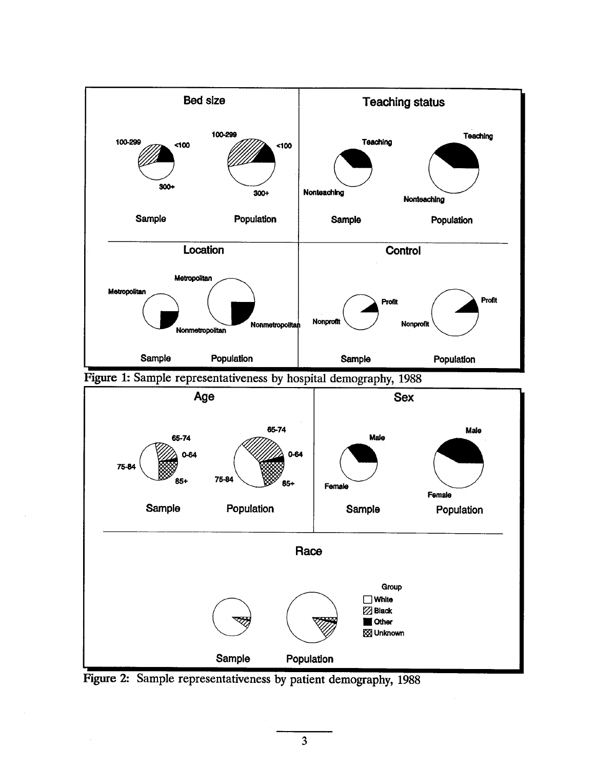Figure 1: Sample representativeness by hospital demography, 1988

Figure 2: Sample representativeness by patient demography, 1988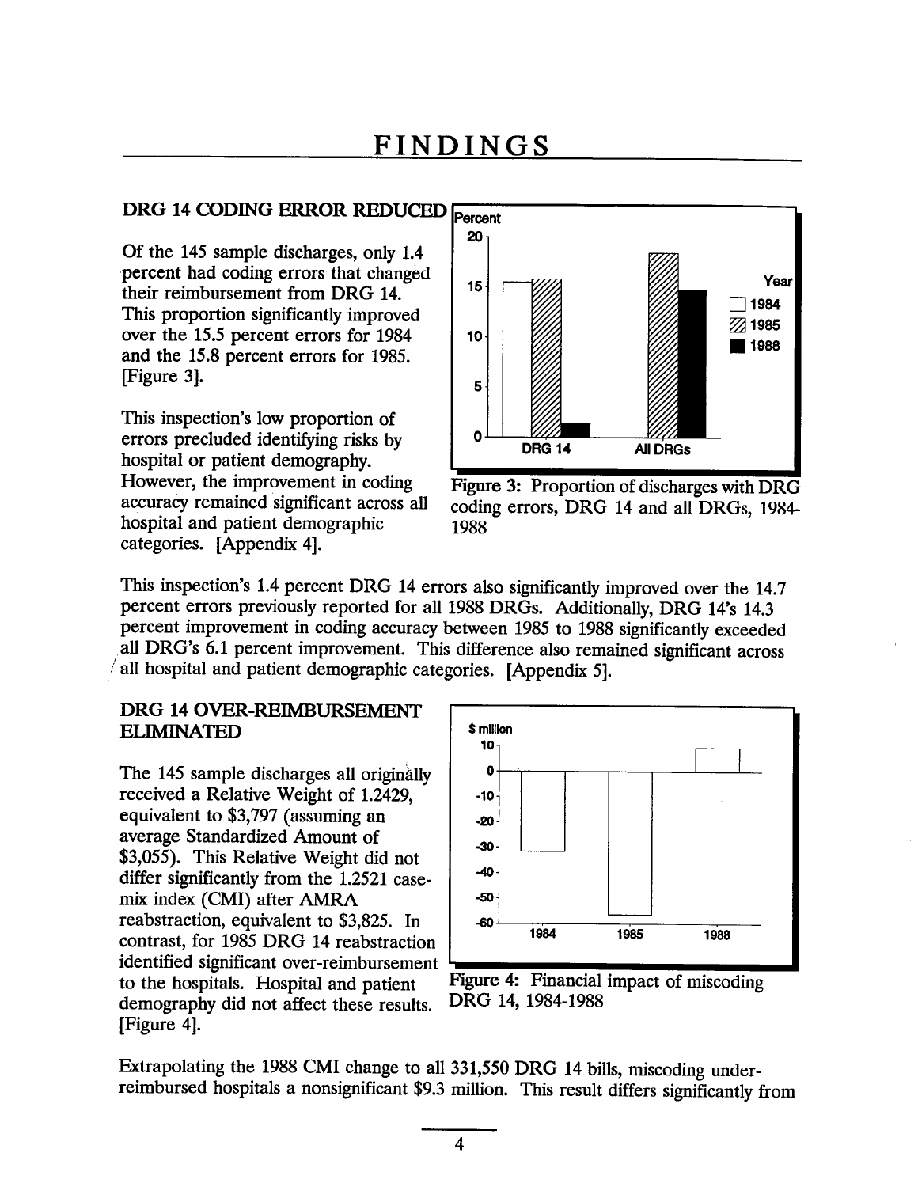# FINDINGS

## DRG 14 CODING ERROR REDUCED

Of the 145 sample discharges, only 1.4 percent had coding errors that changed their reimbursement from DRG 14. This proportion significantly improved over the 15.5 percent errors for 1984 and the 15.8 percent errors for 1985. [Figure 3].

This inspection's low proportion of errors precluded identifying risks by hospital or patient demography. However, the improvement in coding accuracy remained significant across all hospital and patient demographic categories. [Appendix 4].

Figure 3: Proportion of discharges with DRG coding errors, DRG 14 and all DRGs, 1984-1988

This inspection's 1.4 percent DRG 14 errors also significantly improved over the 14.7 percent errors previously reported for all 1988 DRGs. Additionally, DRG 14's 14.3 percent improvement in coding accuracy between 1985 to 1988 significantly exceeded all DRG's 6.1 percent improvement. This difference also remained significant across all hospital and patient demographic categories. [Appendix 5].

## DRG 14 OVER-REIMBURSEMENT ELIMINATED

The 145 sample discharges all originally received a Relative Weight of 1.2429, equivalent to $3,797 (assuming an average Standardized Amount of $3,055). This Relative Weight did not differ significantly from the 1.2521 case-mix index (CMI) after AMRA reabstraction, equivalent to $3,825. In contrast, for 1985 DRG 14 reabstraction identified significant over-reimbursement to the hospitals. Hospital and patient demography did not affect these results. [Figure 4].

Figure 4: Financial impact of miscoding DRG 14, 1984-1988

Extrapolating the 1988 CMI change to all 331,550 DRG 14 bills, miscoding under-reimbursed hospitals a nonsignificant $9.3 million. This result differs significantly from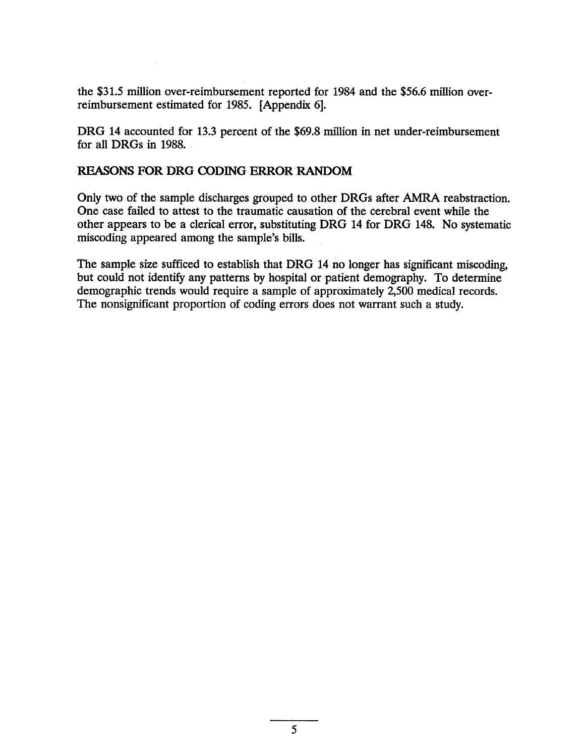the $31.5 million over-reimbursement reported for 1984 and the $56.6 million over-reimbursement estimated for 1985. [Appendix 6].

DRG 14 accounted for 13.3 percent of the $69.8 million in net under-reimbursement for all DRGs in 1988.

## REASONS FOR DRG CODING ERROR RANDOM

Only two of the sample discharges grouped to other DRGs after AMRA reabstraction. One case failed to attest to the traumatic causation of the cerebral event while the other appears to be a clerical error, substituting DRG 14 for DRG 148. No systematic miscoding appeared among the sample's bills.

The sample size sufficed to establish that DRG 14 no longer has significant miscoding, but could not identify any patterns by hospital or patient demography. To determine demographic trends would require a sample of approximately 2,500 medical records. The nonsignificant proportion of coding errors does not warrant such a study.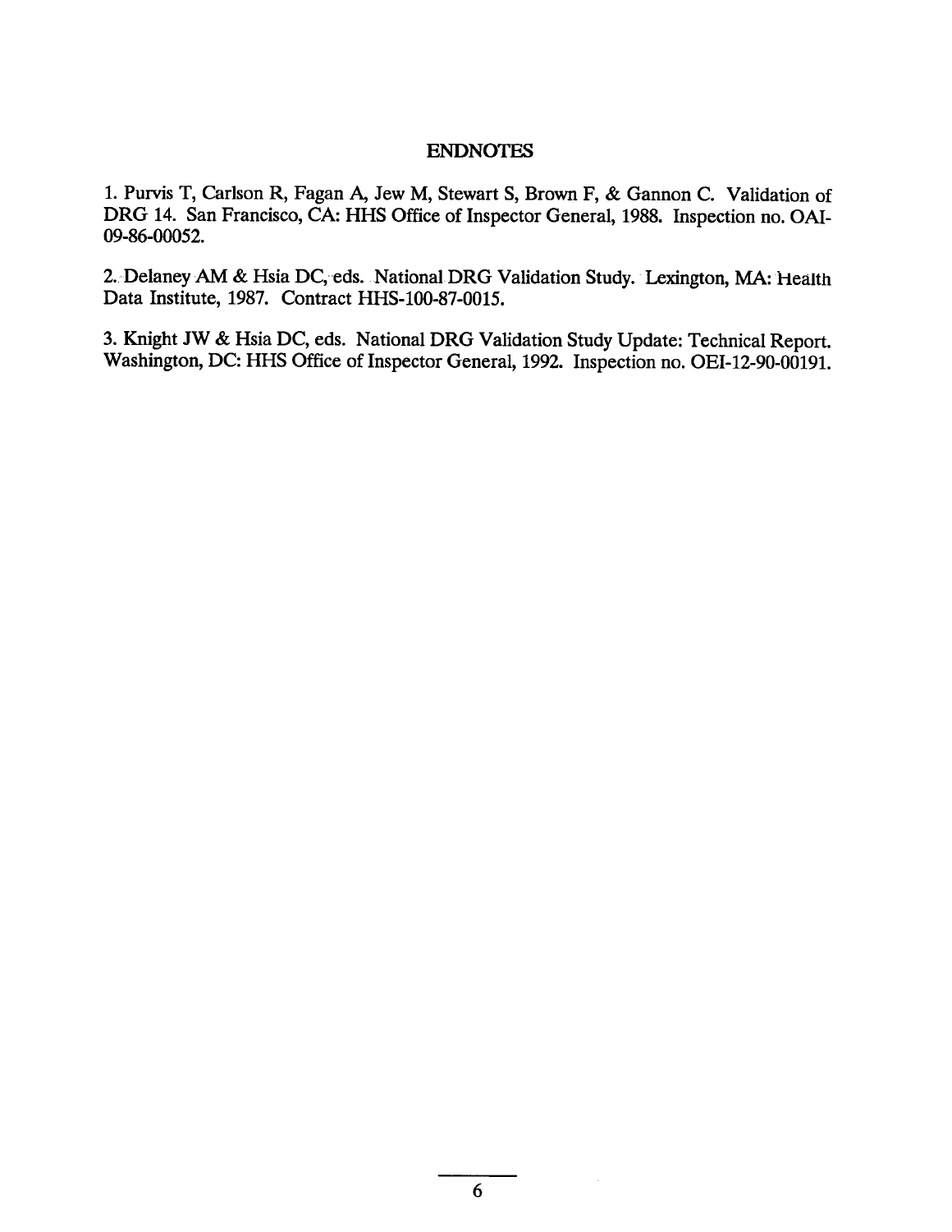## ENDNOTES

1. Purvis T, Carlson R, Fagan A, Jew M, Stewart S, Brown F, & Gannon C. Validation of DRG 14. San Francisco, CA: HHS Office of Inspector General, 1988. Inspection no. OAI-09-86-00052.

2. Delaney AM & Hsia DC, eds. National DRG Validation Study. Lexington, MA: Health Data Institute, 1987. Contract HHS-100-87-0015.

3. Knight JW & Hsia DC, eds. National DRG Validation Study Update: Technical Report. Washington, DC: HHS Office of Inspector General, 1992. Inspection no. OEI-12-90-00191.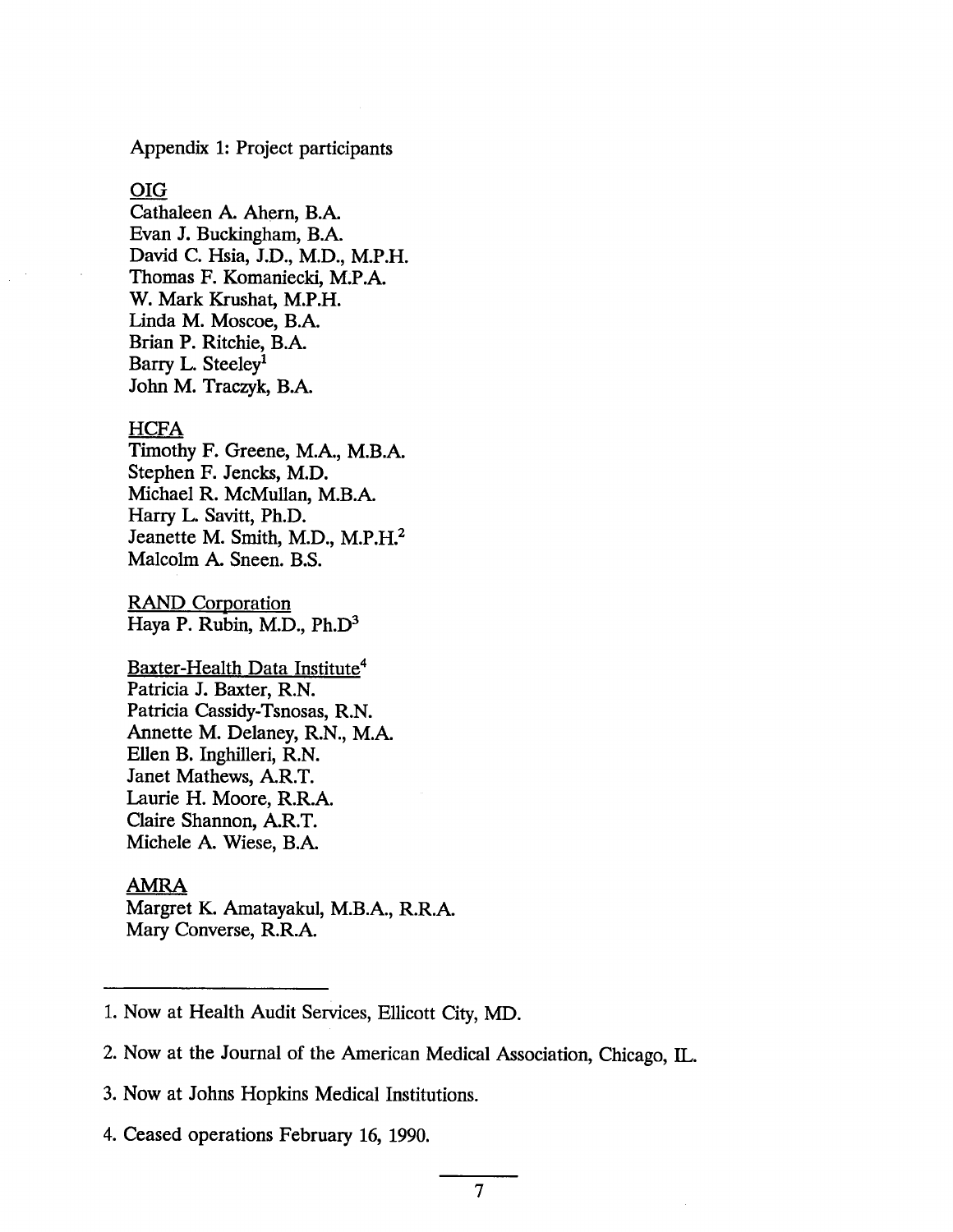Appendix 1: Project participants

OIG

Cathaleen A. Ahern, B.A.
Evan J. Buckingham, B.A.
David C. Hsia, J.D., M.D., M.P.H.
Thomas F. Komaniecki, M.P.A.
W. Mark Krushat, M.P.H.
Linda M. Moscoe, B.A.
Brian P. Ritchie, B.A.
Barry L. Steeley[1]
John M. Traczyk, B.A.

HCFA

Timothy F. Greene, M.A., M.B.A.
Stephen F. Jencks, M.D.
Michael R. McMullan, M.B.A.
Harry L. Savitt, Ph.D.
Jeanette M. Smith, M.D., M.P.H.[2]
Malcolm A. Sneen. B.S.

RAND Corporation

Haya P. Rubin, M.D., Ph.D[3]

Baxter-Health Data Institute[4]

Patricia J. Baxter, R.N.
Patricia Cassidy-Tsnosas, R.N.
Annette M. Delaney, R.N., M.A.
Ellen B. Inghilleri, R.N.
Janet Mathews, A.R.T.
Laurie H. Moore, R.R.A.
Claire Shannon, A.R.T.
Michele A. Wiese, B.A.

AMRA

Margret K. Amatayakul, M.B.A., R.R.A.
Mary Converse, R.R.A.

---

1. Now at Health Audit Services, Ellicott City, MD.

2. Now at the Journal of the American Medical Association, Chicago, IL.

3. Now at Johns Hopkins Medical Institutions.

4. Ceased operations February 16, 1990.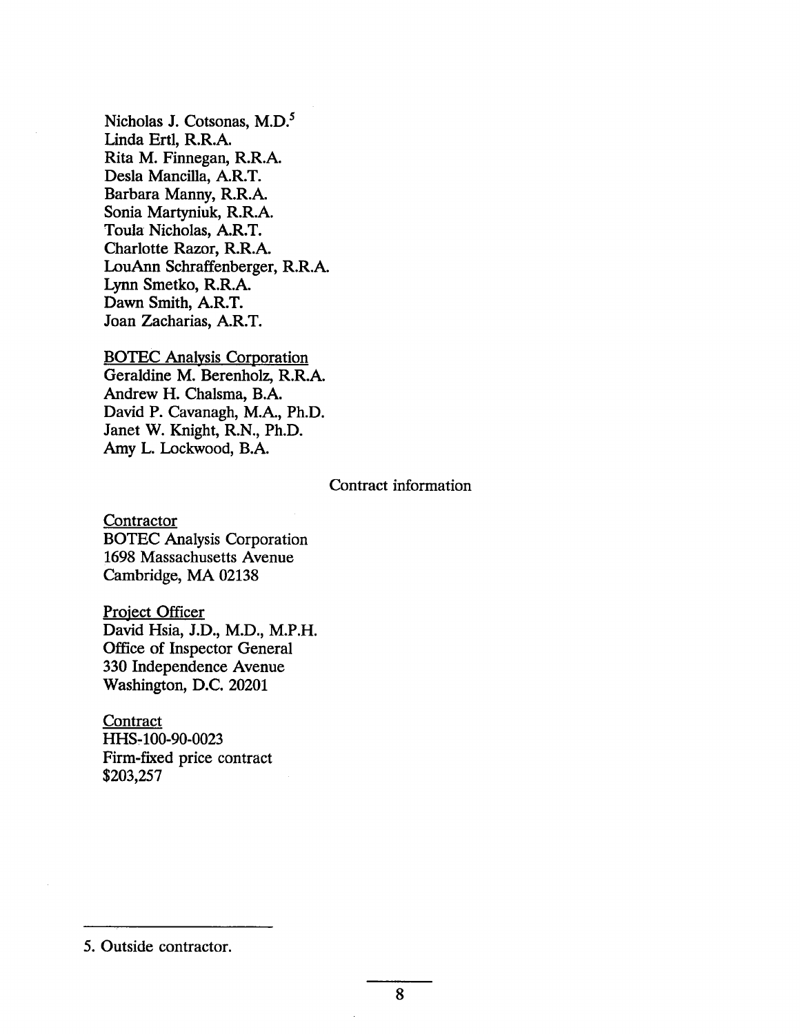Nicholas J. Cotsonas, M.D.[5]
Linda Ertl, R.R.A.
Rita M. Finnegan, R.R.A.
Desla Mancilla, A.R.T.
Barbara Manny, R.R.A.
Sonia Martyniuk, R.R.A.
Toula Nicholas, A.R.T.
Charlotte Razor, R.R.A.
LouAnn Schraffenberger, R.R.A.
Lynn Smetko, R.R.A.
Dawn Smith, A.R.T.
Joan Zacharias, A.R.T.

BOTEC Analysis Corporation
Geraldine M. Berenholz, R.R.A.
Andrew H. Chalsma, B.A.
David P. Cavanagh, M.A., Ph.D.
Janet W. Knight, R.N., Ph.D.
Amy L. Lockwood, B.A.

## Contract information

Contractor
BOTEC Analysis Corporation
1698 Massachusetts Avenue
Cambridge, MA 02138

Project Officer
David Hsia, J.D., M.D., M.P.H.
Office of Inspector General
330 Independence Avenue
Washington, D.C. 20201

Contract
HHS-100-90-0023
Firm-fixed price contract
$203,257

5. Outside contractor.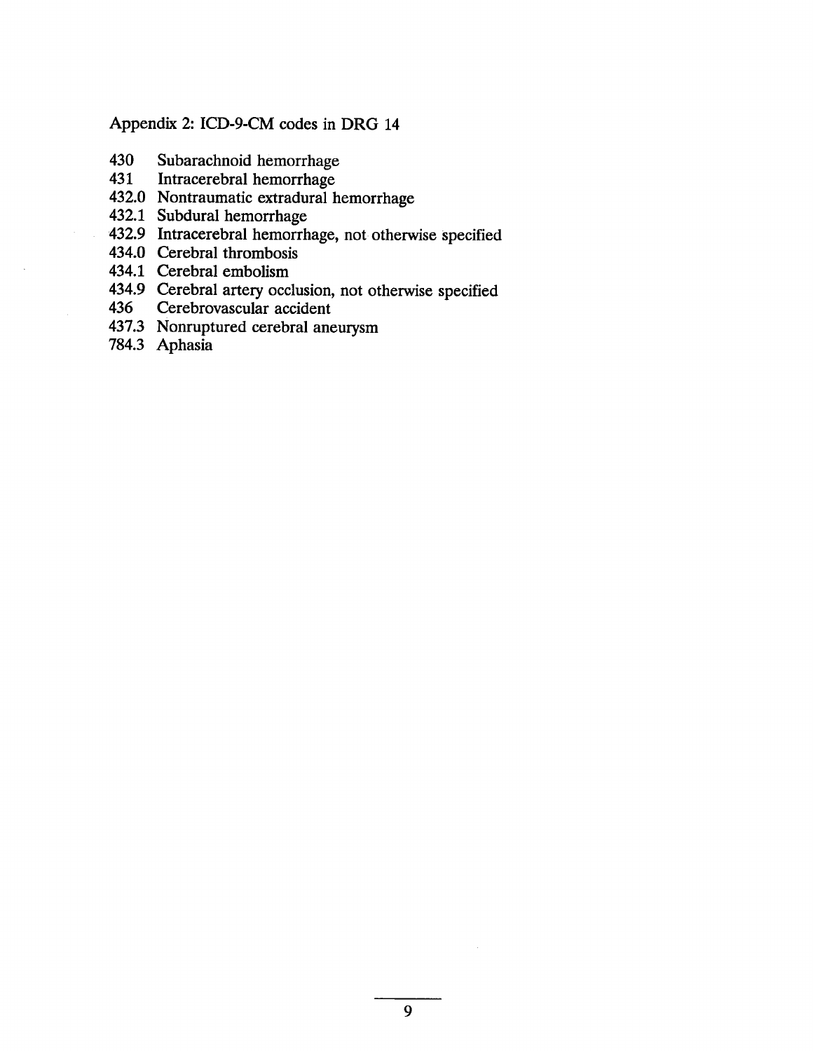## Appendix 2: ICD-9-CM codes in DRG 14

430 Subarachnoid hemorrhage
431 Intracerebral hemorrhage
432.0 Nontraumatic extradural hemorrhage
432.1 Subdural hemorrhage
432.9 Intracerebral hemorrhage, not otherwise specified
434.0 Cerebral thrombosis
434.1 Cerebral embolism
434.9 Cerebral artery occlusion, not otherwise specified
436 Cerebrovascular accident
437.3 Nonruptured cerebral aneurysm
784.3 Aphasia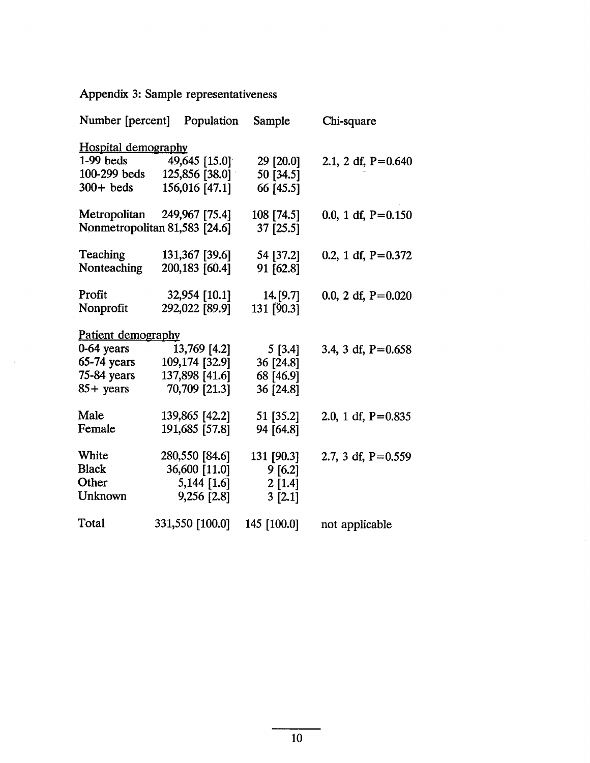Appendix 3: Sample representativeness

| Number [percent] | Population | Sample | Chi-square |
|---|---|---|---|
| Hospital demography | | | |
| 1-99 beds | 49,645 [15.0] | 29 [20.0] | 2.1, 2 df, P=0.640 |
| 100-299 beds | 125,856 [38.0] | 50 [34.5] | |
| 300+ beds | 156,016 [47.1] | 66 [45.5] | |
| Metropolitan | 249,967 [75.4] | 108 [74.5] | 0.0, 1 df, P=0.150 |
| Nonmetropolitan | 81,583 [24.6] | 37 [25.5] | |
| Teaching | 131,367 [39.6] | 54 [37.2] | 0.2, 1 df, P=0.372 |
| Nonteaching | 200,183 [60.4] | 91 [62.8] | |
| Profit | 32,954 [10.1] | 14 [9.7] | 0.0, 2 df, P=0.020 |
| Nonprofit | 292,022 [89.9] | 131 [90.3] | |
| Patient demography | | | |
| 0-64 years | 13,769 [4.2] | 5 [3.4] | 3.4, 3 df, P=0.658 |
| 65-74 years | 109,174 [32.9] | 36 [24.8] | |
| 75-84 years | 137,898 [41.6] | 68 [46.9] | |
| 85+ years | 70,709 [21.3] | 36 [24.8] | |
| Male | 139,865 [42.2] | 51 [35.2] | 2.0, 1 df, P=0.835 |
| Female | 191,685 [57.8] | 94 [64.8] | |
| White | 280,550 [84.6] | 131 [90.3] | 2.7, 3 df, P=0.559 |
| Black | 36,600 [11.0] | 9 [6.2] | |
| Other | 5,144 [1.6] | 2 [1.4] | |
| Unknown | 9,256 [2.8] | 3 [2.1] | |
| Total | 331,550 [100.0] | 145 [100.0] | not applicable |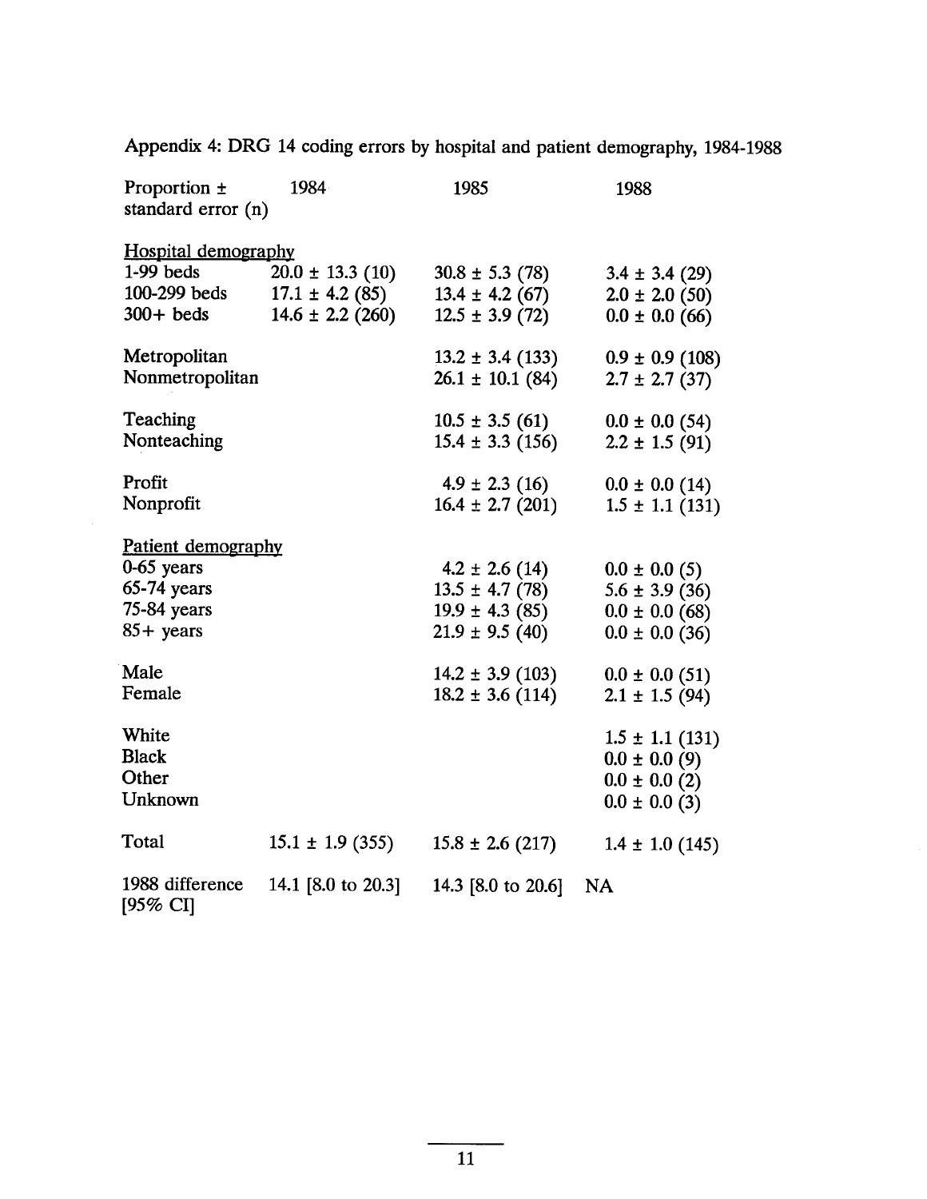Appendix 4: DRG 14 coding errors by hospital and patient demography, 1984-1988

| Proportion ± standard error (n) | 1984 | 1985 | 1988 |
|---|---|---|---|
| Hospital demography | | | |
| 1-99 beds | 20.0 ± 13.3 (10) | 30.8 ± 5.3 (78) | 3.4 ± 3.4 (29) |
| 100-299 beds | 17.1 ± 4.2 (85) | 13.4 ± 4.2 (67) | 2.0 ± 2.0 (50) |
| 300+ beds | 14.6 ± 2.2 (260) | 12.5 ± 3.9 (72) | 0.0 ± 0.0 (66) |
| Metropolitan | | 13.2 ± 3.4 (133) | 0.9 ± 0.9 (108) |
| Nonmetropolitan | | 26.1 ± 10.1 (84) | 2.7 ± 2.7 (37) |
| Teaching | | 10.5 ± 3.5 (61) | 0.0 ± 0.0 (54) |
| Nonteaching | | 15.4 ± 3.3 (156) | 2.2 ± 1.5 (91) |
| Profit | | 4.9 ± 2.3 (16) | 0.0 ± 0.0 (14) |
| Nonprofit | | 16.4 ± 2.7 (201) | 1.5 ± 1.1 (131) |
| Patient demography | | | |
| 0-65 years | | 4.2 ± 2.6 (14) | 0.0 ± 0.0 (5) |
| 65-74 years | | 13.5 ± 4.7 (78) | 5.6 ± 3.9 (36) |
| 75-84 years | | 19.9 ± 4.3 (85) | 0.0 ± 0.0 (68) |
| 85+ years | | 21.9 ± 9.5 (40) | 0.0 ± 0.0 (36) |
| Male | | 14.2 ± 3.9 (103) | 0.0 ± 0.0 (51) |
| Female | | 18.2 ± 3.6 (114) | 2.1 ± 1.5 (94) |
| White | | | 1.5 ± 1.1 (131) |
| Black | | | 0.0 ± 0.0 (9) |
| Other | | | 0.0 ± 0.0 (2) |
| Unknown | | | 0.0 ± 0.0 (3) |
| Total | 15.1 ± 1.9 (355) | 15.8 ± 2.6 (217) | 1.4 ± 1.0 (145) |
| 1988 difference [95% CI] | 14.1 [8.0 to 20.3] | 14.3 [8.0 to 20.6] | NA |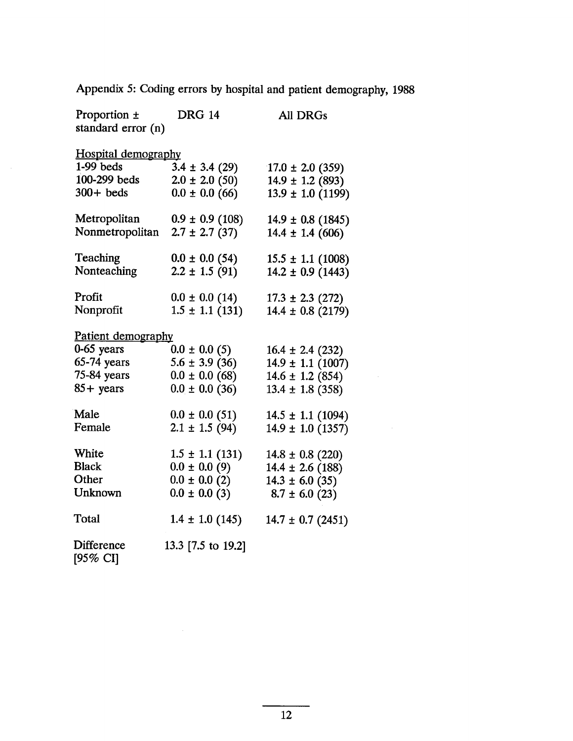Appendix 5: Coding errors by hospital and patient demography, 1988

| Proportion ± standard error (n) | DRG 14 | All DRGs |
|---|---|---|
| Hospital demography | | |
| 1-99 beds | 3.4 ± 3.4 (29) | 17.0 ± 2.0 (359) |
| 100-299 beds | 2.0 ± 2.0 (50) | 14.9 ± 1.2 (893) |
| 300+ beds | 0.0 ± 0.0 (66) | 13.9 ± 1.0 (1199) |
| Metropolitan | 0.9 ± 0.9 (108) | 14.9 ± 0.8 (1845) |
| Nonmetropolitan | 2.7 ± 2.7 (37) | 14.4 ± 1.4 (606) |
| Teaching | 0.0 ± 0.0 (54) | 15.5 ± 1.1 (1008) |
| Nonteaching | 2.2 ± 1.5 (91) | 14.2 ± 0.9 (1443) |
| Profit | 0.0 ± 0.0 (14) | 17.3 ± 2.3 (272) |
| Nonprofit | 1.5 ± 1.1 (131) | 14.4 ± 0.8 (2179) |
| Patient demography | | |
| 0-65 years | 0.0 ± 0.0 (5) | 16.4 ± 2.4 (232) |
| 65-74 years | 5.6 ± 3.9 (36) | 14.9 ± 1.1 (1007) |
| 75-84 years | 0.0 ± 0.0 (68) | 14.6 ± 1.2 (854) |
| 85+ years | 0.0 ± 0.0 (36) | 13.4 ± 1.8 (358) |
| Male | 0.0 ± 0.0 (51) | 14.5 ± 1.1 (1094) |
| Female | 2.1 ± 1.5 (94) | 14.9 ± 1.0 (1357) |
| White | 1.5 ± 1.1 (131) | 14.8 ± 0.8 (220) |
| Black | 0.0 ± 0.0 (9) | 14.4 ± 2.6 (188) |
| Other | 0.0 ± 0.0 (2) | 14.3 ± 6.0 (35) |
| Unknown | 0.0 ± 0.0 (3) | 8.7 ± 6.0 (23) |
| Total | 1.4 ± 1.0 (145) | 14.7 ± 0.7 (2451) |
| Difference [95% CI] | 13.3 [7.5 to 19.2] | |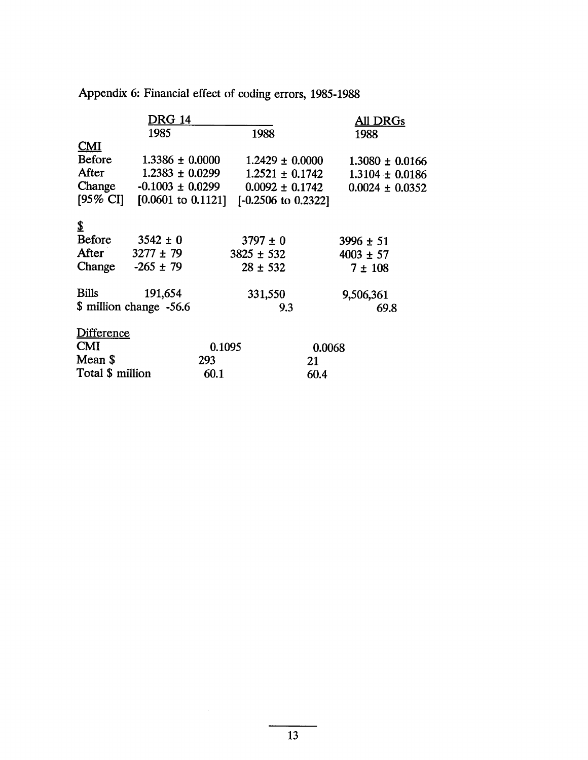Appendix 6: Financial effect of coding errors, 1985-1988

| | DRG 14 | | All DRGs |
|---|---|---|---|
| | 1985 | 1988 | 1988 |
| **CMI** | | | |
| Before | 1.3386 ± 0.0000 | 1.2429 ± 0.0000 | 1.3080 ± 0.0166 |
| After | 1.2383 ± 0.0299 | 1.2521 ± 0.1742 | 1.3104 ± 0.0186 |
| Change | -0.1003 ± 0.0299 | 0.0092 ± 0.1742 | 0.0024 ± 0.0352 |
| [95% CI] | [0.0601 to 0.1121] | [-0.2506 to 0.2322] | |
| **$** | | | |
| Before | 3542 ± 0 | 3797 ± 0 | 3996 ± 51 |
| After | 3277 ± 79 | 3825 ± 532 | 4003 ± 57 |
| Change | -265 ± 79 | 28 ± 532 | 7 ± 108 |
| Bills | 191,654 | 331,550 | 9,506,361 |
| $ million change | -56.6 | 9.3 | 69.8 |

| Difference | | |
|---|---|---|
| CMI | 0.1095 | 0.0068 |
| Mean $ | 293 | 21 |
| Total $ million | 60.1 | 60.4 |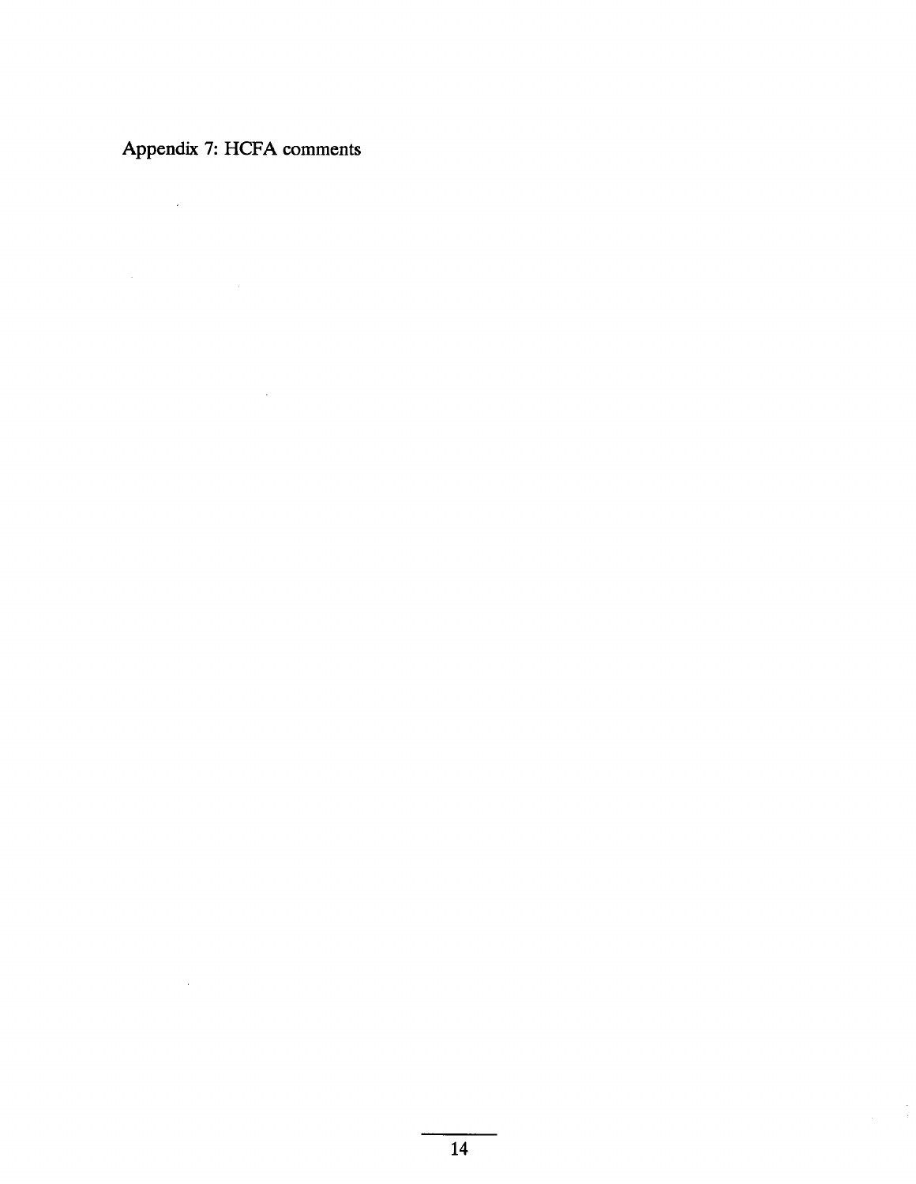## Appendix 7: HCFA comments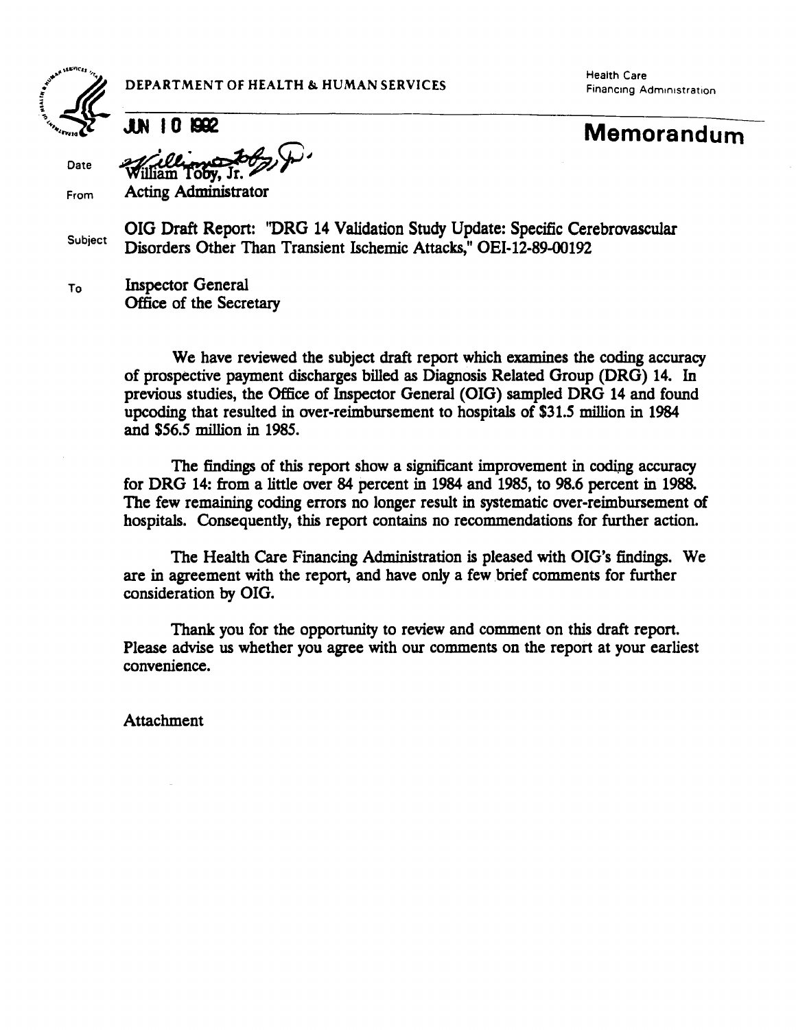DEPARTMENT OF HEALTH & HUMAN SERVICES

Health Care Financing Administration

# Memorandum

Date: JUN 10 1992

From: William Toby, Jr.
Acting Administrator

Subject: OIG Draft Report: "DRG 14 Validation Study Update: Specific Cerebrovascular Disorders Other Than Transient Ischemic Attacks," OEI-12-89-00192

To: Inspector General
Office of the Secretary

We have reviewed the subject draft report which examines the coding accuracy of prospective payment discharges billed as Diagnosis Related Group (DRG) 14. In previous studies, the Office of Inspector General (OIG) sampled DRG 14 and found upcoding that resulted in over-reimbursement to hospitals of $31.5 million in 1984 and $56.5 million in 1985.

The findings of this report show a significant improvement in coding accuracy for DRG 14: from a little over 84 percent in 1984 and 1985, to 98.6 percent in 1988. The few remaining coding errors no longer result in systematic over-reimbursement of hospitals. Consequently, this report contains no recommendations for further action.

The Health Care Financing Administration is pleased with OIG's findings. We are in agreement with the report, and have only a few brief comments for further consideration by OIG.

Thank you for the opportunity to review and comment on this draft report. Please advise us whether you agree with our comments on the report at your earliest convenience.

Attachment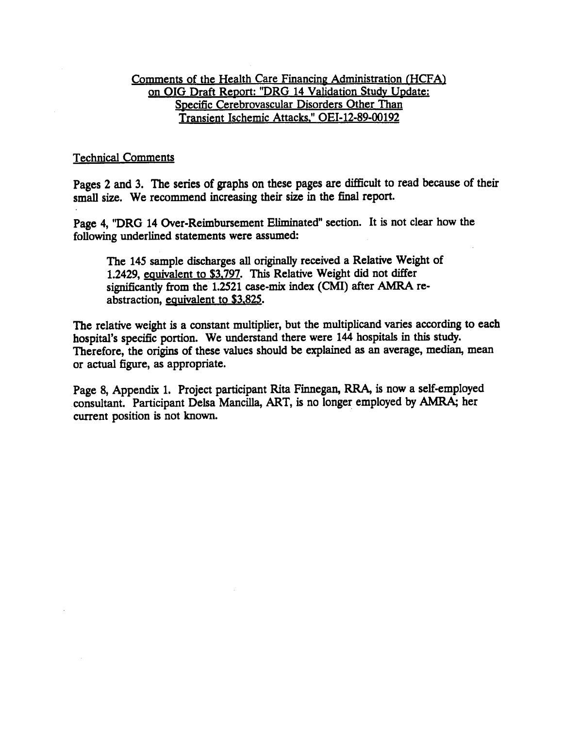Comments of the Health Care Financing Administration (HCFA) on OIG Draft Report: "DRG 14 Validation Study Update: Specific Cerebrovascular Disorders Other Than Transient Ischemic Attacks," OEI-12-89-00192

Technical Comments

Pages 2 and 3. The series of graphs on these pages are difficult to read because of their small size. We recommend increasing their size in the final report.

Page 4, "DRG 14 Over-Reimbursement Eliminated" section. It is not clear how the following underlined statements were assumed:

> The 145 sample discharges all originally received a Relative Weight of 1.2429, equivalent to $3,797. This Relative Weight did not differ significantly from the 1.2521 case-mix index (CMI) after AMRA re-abstraction, equivalent to $3,825.

The relative weight is a constant multiplier, but the multiplicand varies according to each hospital's specific portion. We understand there were 144 hospitals in this study. Therefore, the origins of these values should be explained as an average, median, mean or actual figure, as appropriate.

Page 8, Appendix 1. Project participant Rita Finnegan, RRA, is now a self-employed consultant. Participant Delsa Mancilla, ART, is no longer employed by AMRA; her current position is not known.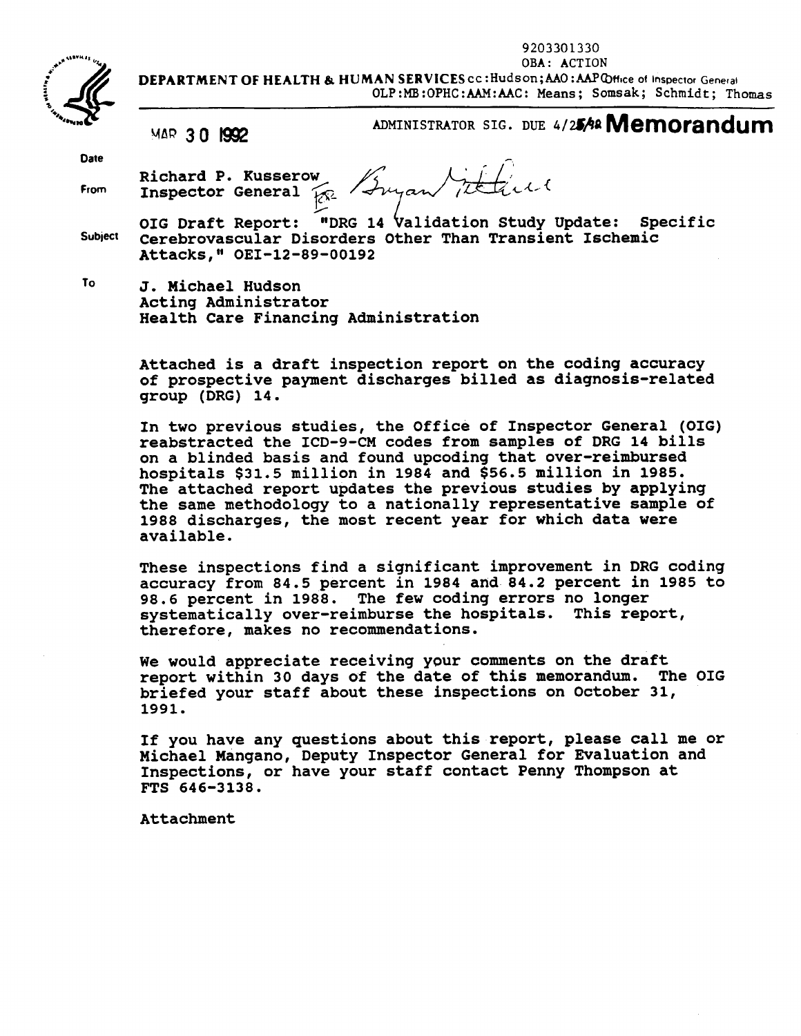9203301330
OBA: ACTION

DEPARTMENT OF HEALTH & HUMAN SERVICES cc:Hudson;AAO:AAP Office of Inspector General
OLP:MB:OPHC:AAM:AAC: Means; Somsak; Schmidt; Thomas

MAR 30 1992

ADMINISTRATOR SIG. DUE 4/25/92 **Memorandum**

Date

From Richard P. Kusserow
Inspector General *for* *Bryan Mitchell*

Subject OIG Draft Report: "DRG 14 Validation Study Update: Specific Cerebrovascular Disorders Other Than Transient Ischemic Attacks," OEI-12-89-00192

To J. Michael Hudson
Acting Administrator
Health Care Financing Administration

Attached is a draft inspection report on the coding accuracy of prospective payment discharges billed as diagnosis-related group (DRG) 14.

In two previous studies, the Office of Inspector General (OIG) reabstracted the ICD-9-CM codes from samples of DRG 14 bills on a blinded basis and found upcoding that over-reimbursed hospitals $31.5 million in 1984 and $56.5 million in 1985. The attached report updates the previous studies by applying the same methodology to a nationally representative sample of 1988 discharges, the most recent year for which data were available.

These inspections find a significant improvement in DRG coding accuracy from 84.5 percent in 1984 and 84.2 percent in 1985 to 98.6 percent in 1988. The few coding errors no longer systematically over-reimburse the hospitals. This report, therefore, makes no recommendations.

We would appreciate receiving your comments on the draft report within 30 days of the date of this memorandum. The OIG briefed your staff about these inspections on October 31, 1991.

If you have any questions about this report, please call me or Michael Mangano, Deputy Inspector General for Evaluation and Inspections, or have your staff contact Penny Thompson at FTS 646-3138.

Attachment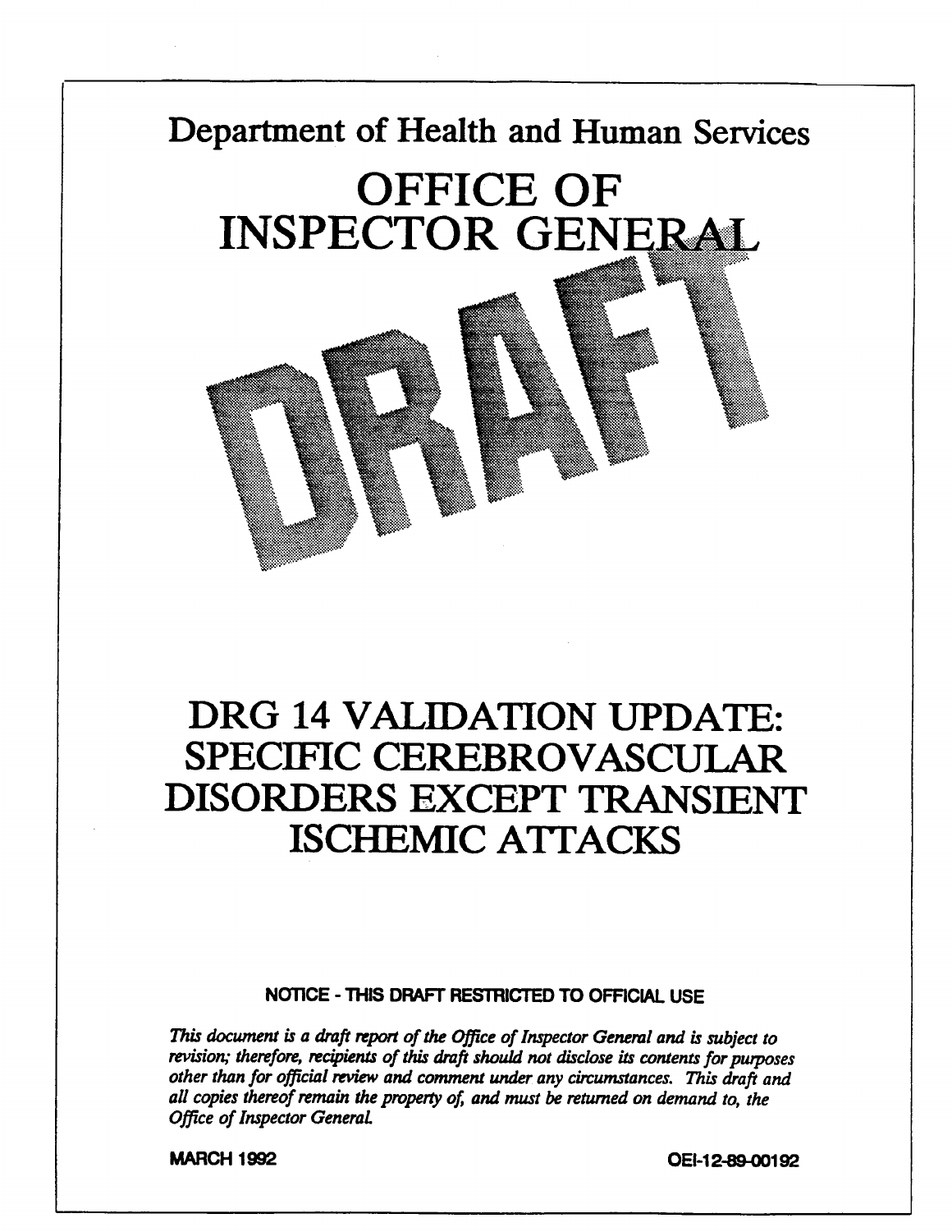Department of Health and Human Services

# OFFICE OF INSPECTOR GENERAL

DRAFT

# DRG 14 VALIDATION UPDATE: SPECIFIC CEREBROVASCULAR DISORDERS EXCEPT TRANSIENT ISCHEMIC ATTACKS

**NOTICE - THIS DRAFT RESTRICTED TO OFFICIAL USE**

*This document is a draft report of the Office of Inspector General and is subject to revision; therefore, recipients of this draft should not disclose its contents for purposes other than for official review and comment under any circumstances. This draft and all copies thereof remain the property of, and must be returned on demand to, the Office of Inspector General.*

MARCH 1992

OEI-12-89-00192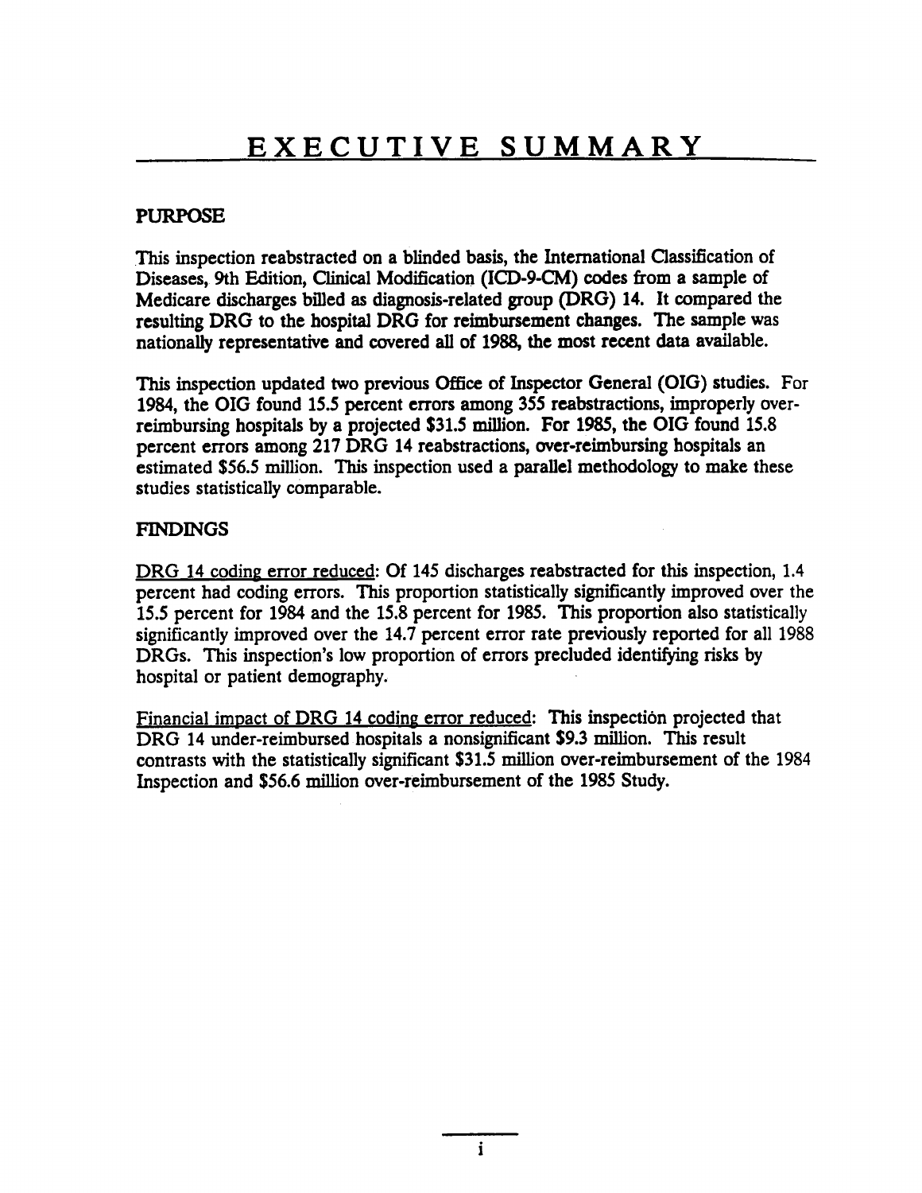# EXECUTIVE SUMMARY

## PURPOSE

This inspection reabstracted on a blinded basis, the International Classification of Diseases, 9th Edition, Clinical Modification (ICD-9-CM) codes from a sample of Medicare discharges billed as diagnosis-related group (DRG) 14. It compared the resulting DRG to the hospital DRG for reimbursement changes. The sample was nationally representative and covered all of 1988, the most recent data available.

This inspection updated two previous Office of Inspector General (OIG) studies. For 1984, the OIG found 15.5 percent errors among 355 reabstractions, improperly over-reimbursing hospitals by a projected $31.5 million. For 1985, the OIG found 15.8 percent errors among 217 DRG 14 reabstractions, over-reimbursing hospitals an estimated $56.5 million. This inspection used a parallel methodology to make these studies statistically comparable.

## FINDINGS

DRG 14 coding error reduced: Of 145 discharges reabstracted for this inspection, 1.4 percent had coding errors. This proportion statistically significantly improved over the 15.5 percent for 1984 and the 15.8 percent for 1985. This proportion also statistically significantly improved over the 14.7 percent error rate previously reported for all 1988 DRGs. This inspection's low proportion of errors precluded identifying risks by hospital or patient demography.

Financial impact of DRG 14 coding error reduced: This inspection projected that DRG 14 under-reimbursed hospitals a nonsignificant $9.3 million. This result contrasts with the statistically significant $31.5 million over-reimbursement of the 1984 Inspection and $56.6 million over-reimbursement of the 1985 Study.